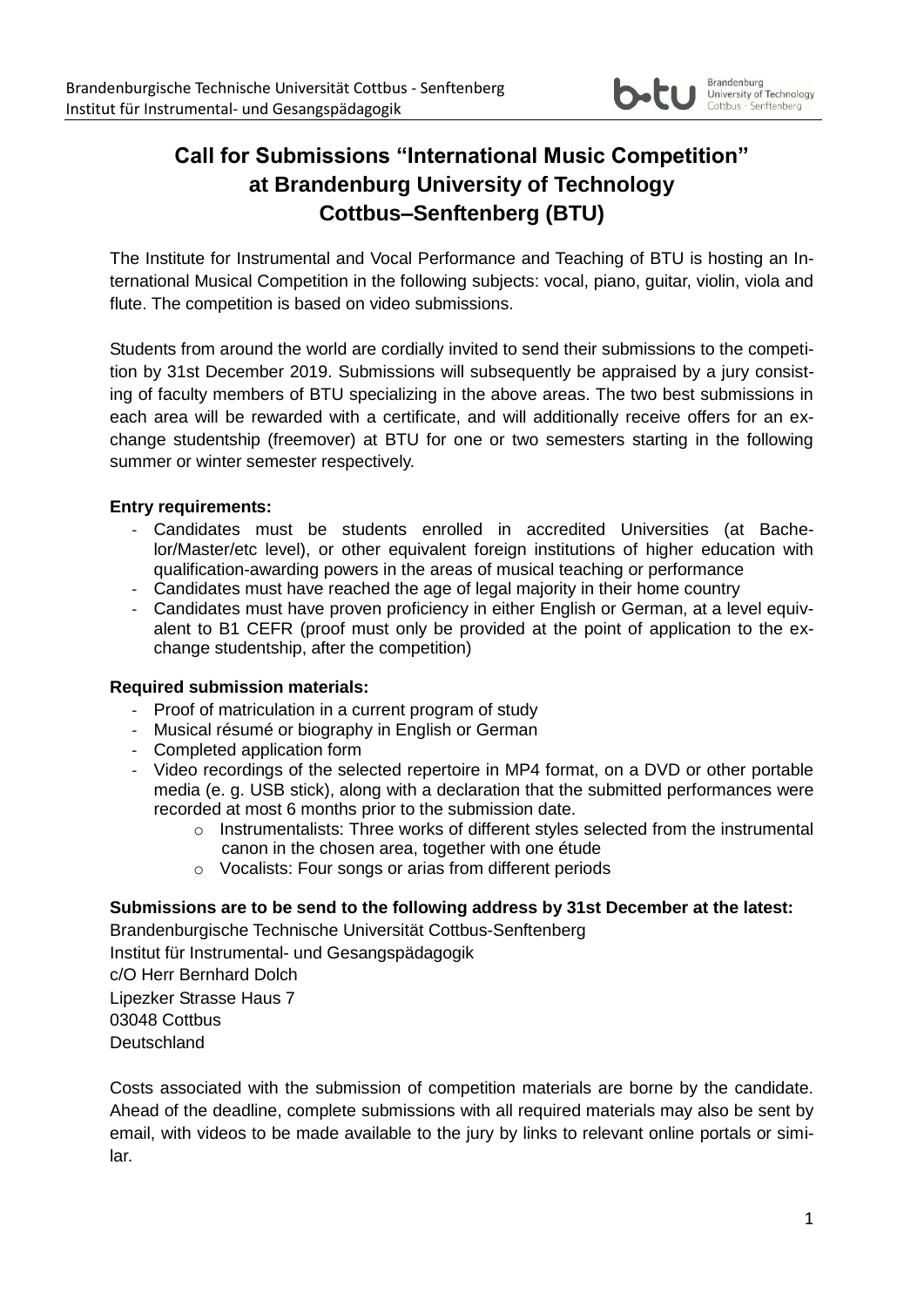# Call for Submissions "International Music Competition" at Brandenburg University of Technology Cottbus–Senftenberg (BTU)

The Institute for Instrumental and Vocal Performance and Teaching of BTU is hosting an International Musical Competition in the following subjects: vocal, piano, guitar, violin, viola and flute. The competition is based on video submissions.

Students from around the world are cordially invited to send their submissions to the competition by 31st December 2019. Submissions will subsequently be appraised by a jury consisting of faculty members of BTU specializing in the above areas. The two best submissions in each area will be rewarded with a certificate, and will additionally receive offers for an exchange studentship (freemover) at BTU for one or two semesters starting in the following summer or winter semester respectively.

**Entry requirements:**

- Candidates must be students enrolled in accredited Universities (at Bachelor/Master/etc level), or other equivalent foreign institutions of higher education with qualification-awarding powers in the areas of musical teaching or performance
- Candidates must have reached the age of legal majority in their home country
- Candidates must have proven proficiency in either English or German, at a level equivalent to B1 CEFR (proof must only be provided at the point of application to the exchange studentship, after the competition)

**Required submission materials:**

- Proof of matriculation in a current program of study
- Musical résumé or biography in English or German
- Completed application form
- Video recordings of the selected repertoire in MP4 format, on a DVD or other portable media (e. g. USB stick), along with a declaration that the submitted performances were recorded at most 6 months prior to the submission date.
  - Instrumentalists: Three works of different styles selected from the instrumental canon in the chosen area, together with one étude
  - Vocalists: Four songs or arias from different periods

**Submissions are to be send to the following address by 31st December at the latest:**

Brandenburgische Technische Universität Cottbus-Senftenberg
Institut für Instrumental- und Gesangspädagogik
c/O Herr Bernhard Dolch
Lipezker Strasse Haus 7
03048 Cottbus
Deutschland

Costs associated with the submission of competition materials are borne by the candidate. Ahead of the deadline, complete submissions with all required materials may also be sent by email, with videos to be made available to the jury by links to relevant online portals or similar.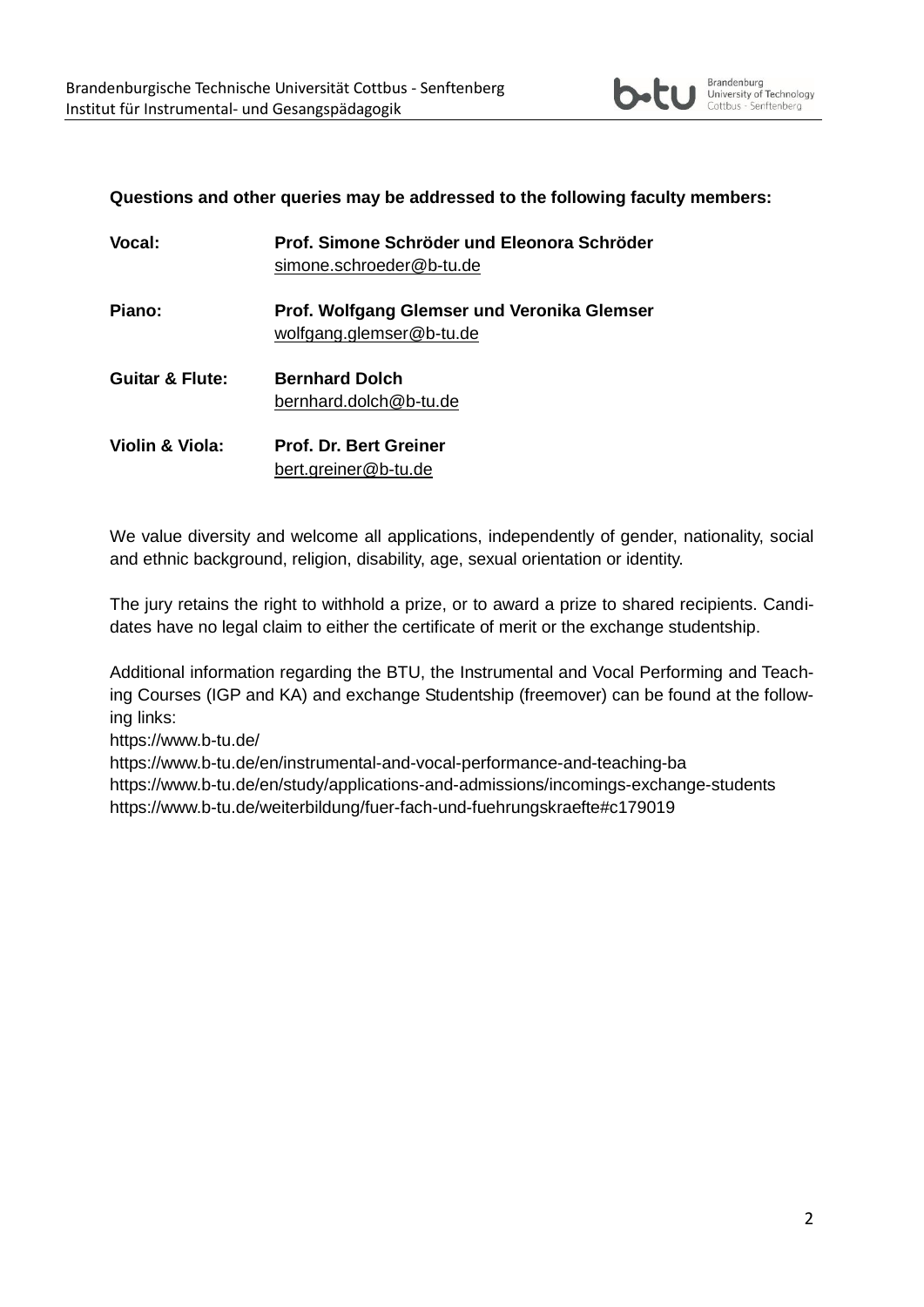**Questions and other queries may be addressed to the following faculty members:**

| | |
|---|---|
| **Vocal:** | **Prof. Simone Schröder und Eleonora Schröder** simone.schroeder@b-tu.de |
| **Piano:** | **Prof. Wolfgang Glemser und Veronika Glemser** wolfgang.glemser@b-tu.de |
| **Guitar & Flute:** | **Bernhard Dolch** bernhard.dolch@b-tu.de |
| **Violin & Viola:** | **Prof. Dr. Bert Greiner** bert.greiner@b-tu.de |

We value diversity and welcome all applications, independently of gender, nationality, social and ethnic background, religion, disability, age, sexual orientation or identity.

The jury retains the right to withhold a prize, or to award a prize to shared recipients. Candidates have no legal claim to either the certificate of merit or the exchange studentship.

Additional information regarding the BTU, the Instrumental and Vocal Performing and Teaching Courses (IGP and KA) and exchange Studentship (freemover) can be found at the following links:
https://www.b-tu.de/
https://www.b-tu.de/en/instrumental-and-vocal-performance-and-teaching-ba
https://www.b-tu.de/en/study/applications-and-admissions/incomings-exchange-students
https://www.b-tu.de/weiterbildung/fuer-fach-und-fuehrungskraefte#c179019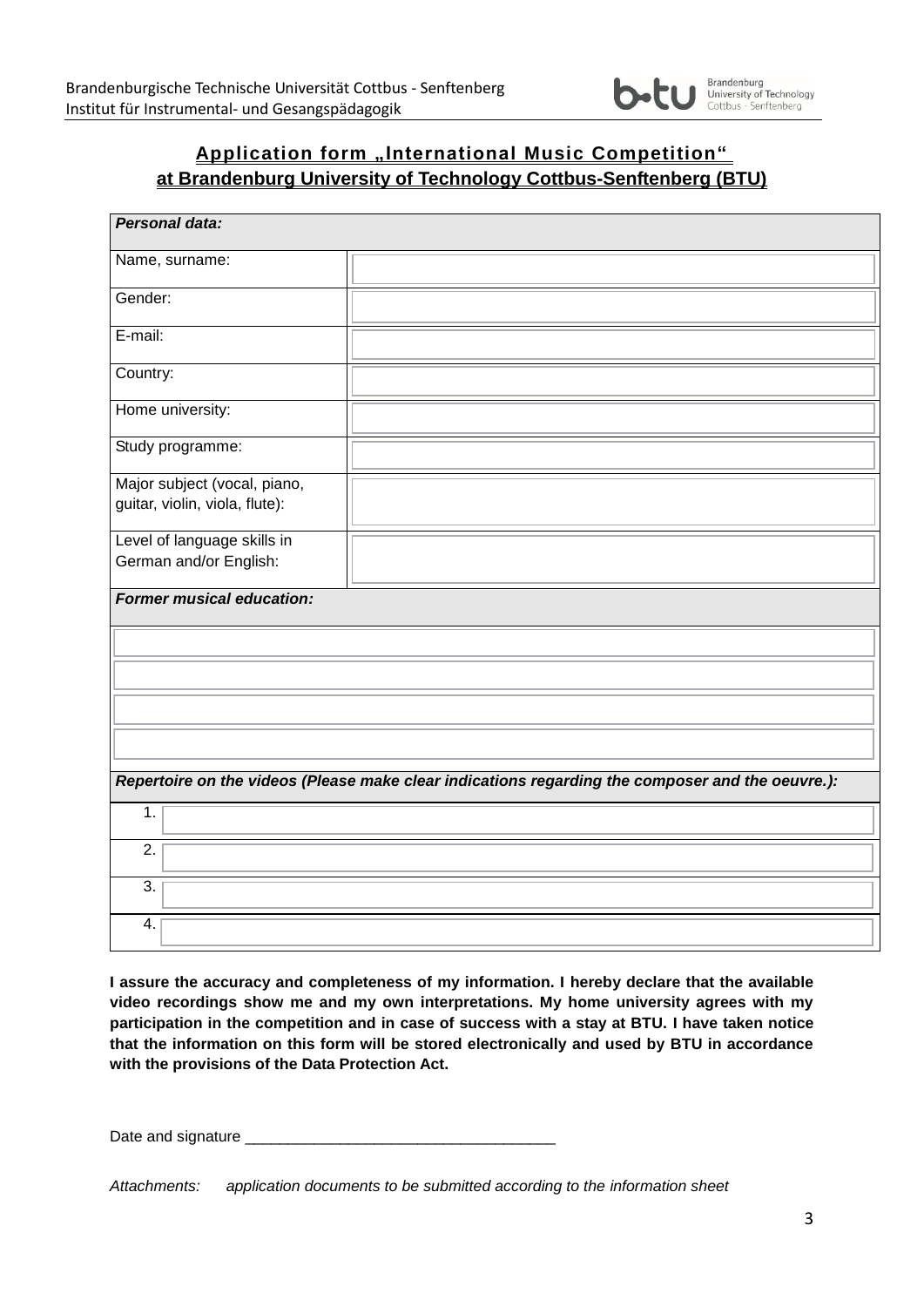Brandenburgische Technische Universität Cottbus - Senftenberg
Institut für Instrumental- und Gesangspädagogik

Brandenburg University of Technology Cottbus - Senftenberg

## Application form „International Music Competition“ at Brandenburg University of Technology Cottbus-Senftenberg (BTU)

| | |
|---|---|
| ***Personal data:*** | |
| Name, surname: | |
| Gender: | |
| E-mail: | |
| Country: | |
| Home university: | |
| Study programme: | |
| Major subject (vocal, piano, guitar, violin, viola, flute): | |
| Level of language skills in German and/or English: | |
| ***Former musical education:*** | |
| | |
| | |
| | |
| | |
| ***Repertoire on the videos (Please make clear indications regarding the composer and the oeuvre.):*** | |
| 1. | |
| 2. | |
| 3. | |
| 4. | |

**I assure the accuracy and completeness of my information. I hereby declare that the available video recordings show me and my own interpretations. My home university agrees with my participation in the competition and in case of success with a stay at BTU. I have taken notice that the information on this form will be stored electronically and used by BTU in accordance with the provisions of the Data Protection Act.**

Date and signature ___________________________________

*Attachments: application documents to be submitted according to the information sheet*